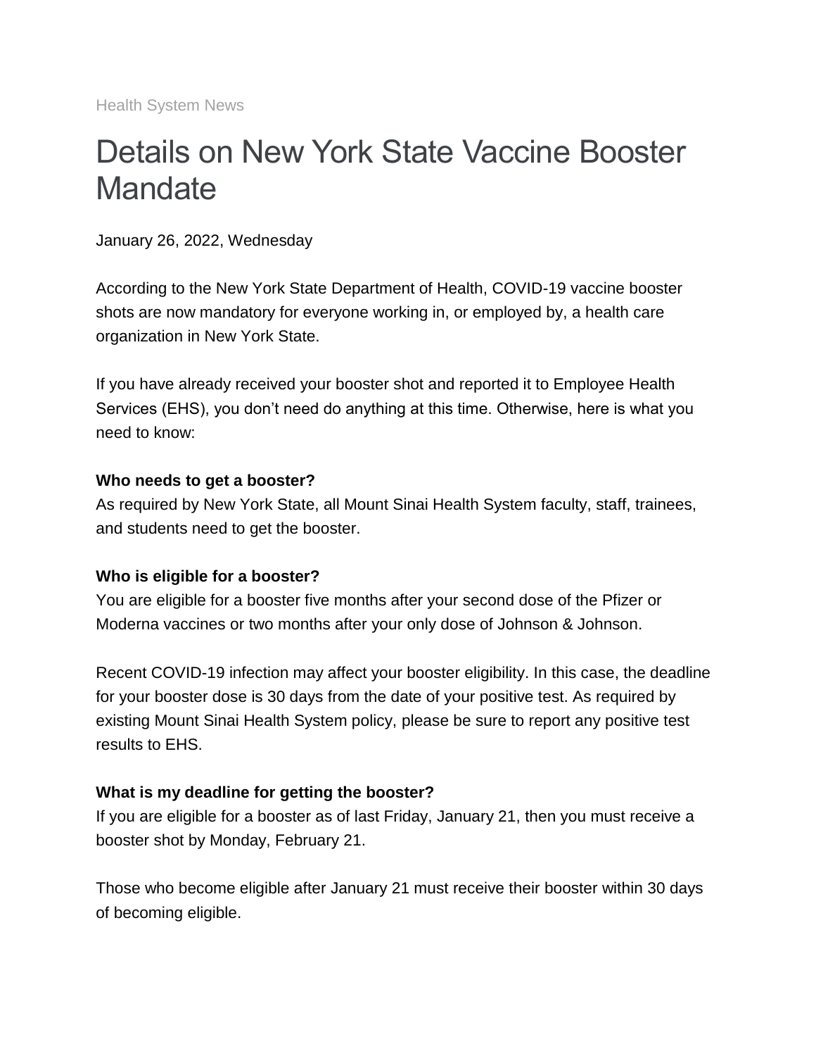Health System News

# Details on New York State Vaccine Booster Mandate

January 26, 2022, Wednesday

According to the New York State Department of Health, COVID-19 vaccine booster shots are now mandatory for everyone working in, or employed by, a health care organization in New York State.

If you have already received your booster shot and reported it to Employee Health Services (EHS), you don't need do anything at this time. Otherwise, here is what you need to know:

**Who needs to get a booster?**
As required by New York State, all Mount Sinai Health System faculty, staff, trainees, and students need to get the booster.

**Who is eligible for a booster?**
You are eligible for a booster five months after your second dose of the Pfizer or Moderna vaccines or two months after your only dose of Johnson & Johnson.

Recent COVID-19 infection may affect your booster eligibility. In this case, the deadline for your booster dose is 30 days from the date of your positive test. As required by existing Mount Sinai Health System policy, please be sure to report any positive test results to EHS.

**What is my deadline for getting the booster?**
If you are eligible for a booster as of last Friday, January 21, then you must receive a booster shot by Monday, February 21.

Those who become eligible after January 21 must receive their booster within 30 days of becoming eligible.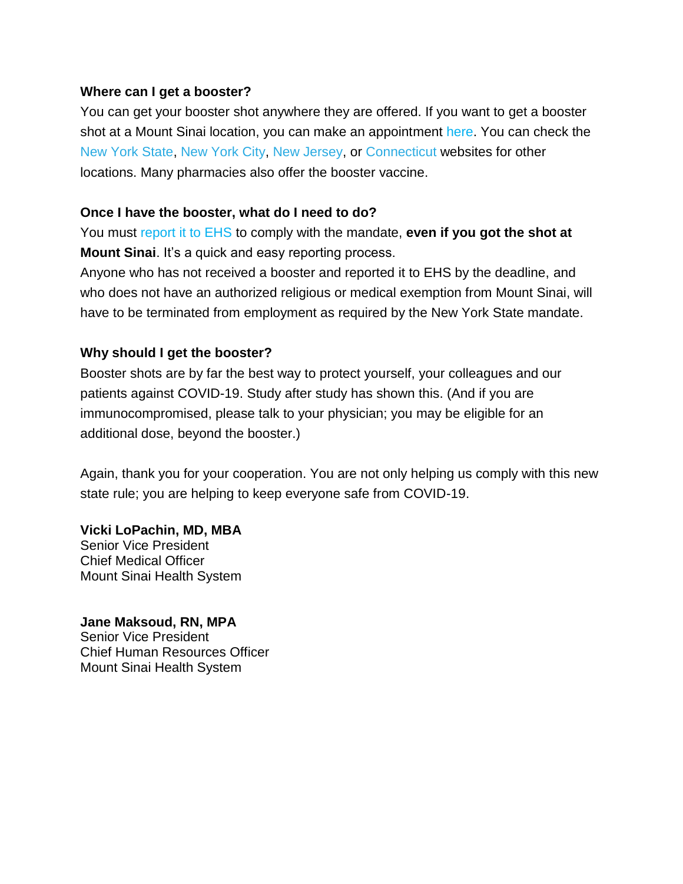**Where can I get a booster?**

You can get your booster shot anywhere they are offered. If you want to get a booster shot at a Mount Sinai location, you can make an appointment here. You can check the New York State, New York City, New Jersey, or Connecticut websites for other locations. Many pharmacies also offer the booster vaccine.

**Once I have the booster, what do I need to do?**

You must report it to EHS to comply with the mandate, **even if you got the shot at Mount Sinai**. It's a quick and easy reporting process.

Anyone who has not received a booster and reported it to EHS by the deadline, and who does not have an authorized religious or medical exemption from Mount Sinai, will have to be terminated from employment as required by the New York State mandate.

**Why should I get the booster?**

Booster shots are by far the best way to protect yourself, your colleagues and our patients against COVID-19. Study after study has shown this. (And if you are immunocompromised, please talk to your physician; you may be eligible for an additional dose, beyond the booster.)

Again, thank you for your cooperation. You are not only helping us comply with this new state rule; you are helping to keep everyone safe from COVID-19.

**Vicki LoPachin, MD, MBA**
Senior Vice President
Chief Medical Officer
Mount Sinai Health System

**Jane Maksoud, RN, MPA**
Senior Vice President
Chief Human Resources Officer
Mount Sinai Health System